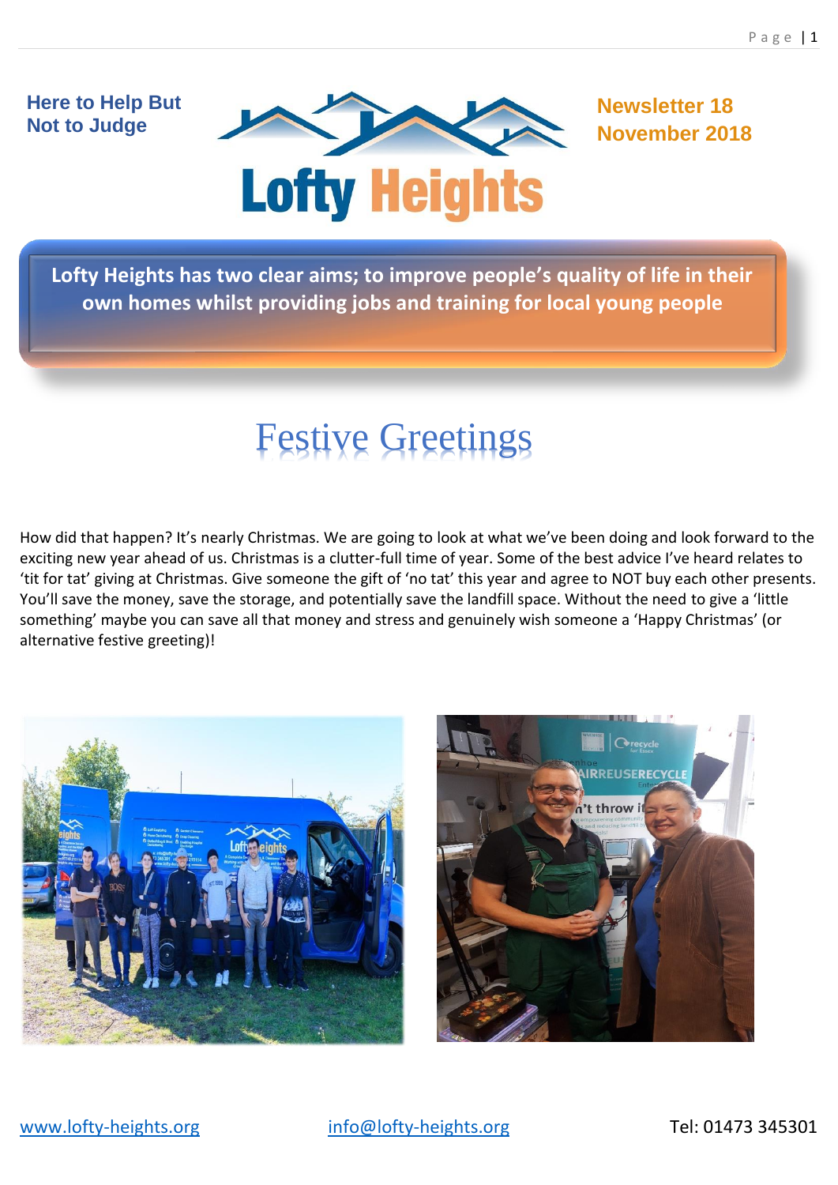Here to Help But Not to Judge

**Lofty Heights**

Newsletter 18
November 2018

**Lofty Heights has two clear aims; to improve people's quality of life in their own homes whilst providing jobs and training for local young people**

# Festive Greetings

How did that happen? It's nearly Christmas. We are going to look at what we've been doing and look forward to the exciting new year ahead of us. Christmas is a clutter-full time of year. Some of the best advice I've heard relates to 'tit for tat' giving at Christmas. Give someone the gift of 'no tat' this year and agree to NOT buy each other presents. You'll save the money, save the storage, and potentially save the landfill space. Without the need to give a 'little something' maybe you can save all that money and stress and genuinely wish someone a 'Happy Christmas' (or alternative festive greeting)!

www.lofty-heights.org    info@lofty-heights.org    Tel: 01473 345301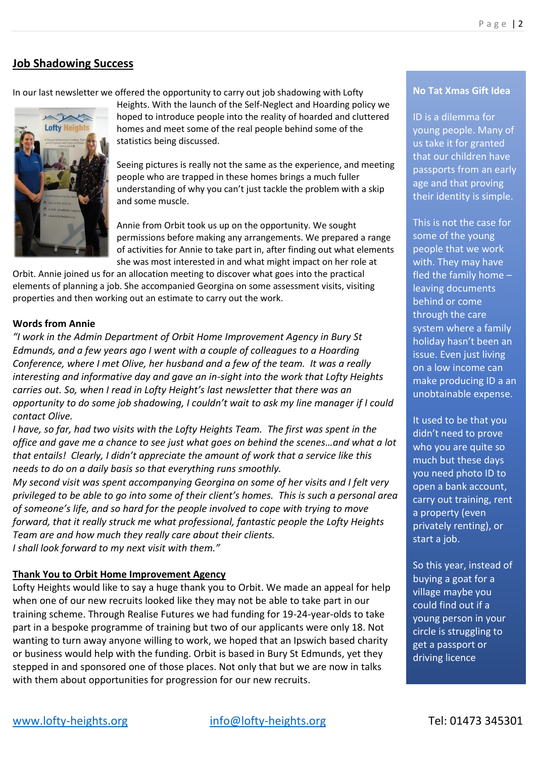## Job Shadowing Success

In our last newsletter we offered the opportunity to carry out job shadowing with Lofty Heights. With the launch of the Self-Neglect and Hoarding policy we hoped to introduce people into the reality of hoarded and cluttered homes and meet some of the real people behind some of the statistics being discussed.

Seeing pictures is really not the same as the experience, and meeting people who are trapped in these homes brings a much fuller understanding of why you can't just tackle the problem with a skip and some muscle.

Annie from Orbit took us up on the opportunity. We sought permissions before making any arrangements. We prepared a range of activities for Annie to take part in, after finding out what elements she was most interested in and what might impact on her role at Orbit. Annie joined us for an allocation meeting to discover what goes into the practical elements of planning a job. She accompanied Georgina on some assessment visits, visiting properties and then working out an estimate to carry out the work.

### Words from Annie

*"I work in the Admin Department of Orbit Home Improvement Agency in Bury St Edmunds, and a few years ago I went with a couple of colleagues to a Hoarding Conference, where I met Olive, her husband and a few of the team. It was a really interesting and informative day and gave an in-sight into the work that Lofty Heights carries out. So, when I read in Lofty Height's last newsletter that there was an opportunity to do some job shadowing, I couldn't wait to ask my line manager if I could contact Olive.*

*I have, so far, had two visits with the Lofty Heights Team. The first was spent in the office and gave me a chance to see just what goes on behind the scenes…and what a lot that entails! Clearly, I didn't appreciate the amount of work that a service like this needs to do on a daily basis so that everything runs smoothly.*

*My second visit was spent accompanying Georgina on some of her visits and I felt very privileged to be able to go into some of their client's homes. This is such a personal area of someone's life, and so hard for the people involved to cope with trying to move forward, that it really struck me what professional, fantastic people the Lofty Heights Team are and how much they really care about their clients.*

*I shall look forward to my next visit with them."*

## Thank You to Orbit Home Improvement Agency

Lofty Heights would like to say a huge thank you to Orbit. We made an appeal for help when one of our new recruits looked like they may not be able to take part in our training scheme. Through Realise Futures we had funding for 19-24-year-olds to take part in a bespoke programme of training but two of our applicants were only 18. Not wanting to turn away anyone willing to work, we hoped that an Ipswich based charity or business would help with the funding. Orbit is based in Bury St Edmunds, yet they stepped in and sponsored one of those places. Not only that but we are now in talks with them about opportunities for progression for our new recruits.

## No Tat Xmas Gift Idea

ID is a dilemma for young people. Many of us take it for granted that our children have passports from an early age and that proving their identity is simple.

This is not the case for some of the young people that we work with. They may have fled the family home – leaving documents behind or come through the care system where a family holiday hasn't been an issue. Even just living on a low income can make producing ID a an unobtainable expense.

It used to be that you didn't need to prove who you are quite so much but these days you need photo ID to open a bank account, carry out training, rent a property (even privately renting), or start a job.

So this year, instead of buying a goat for a village maybe you could find out if a young person in your circle is struggling to get a passport or driving licence

www.lofty-heights.org    info@lofty-heights.org    Tel: 01473 345301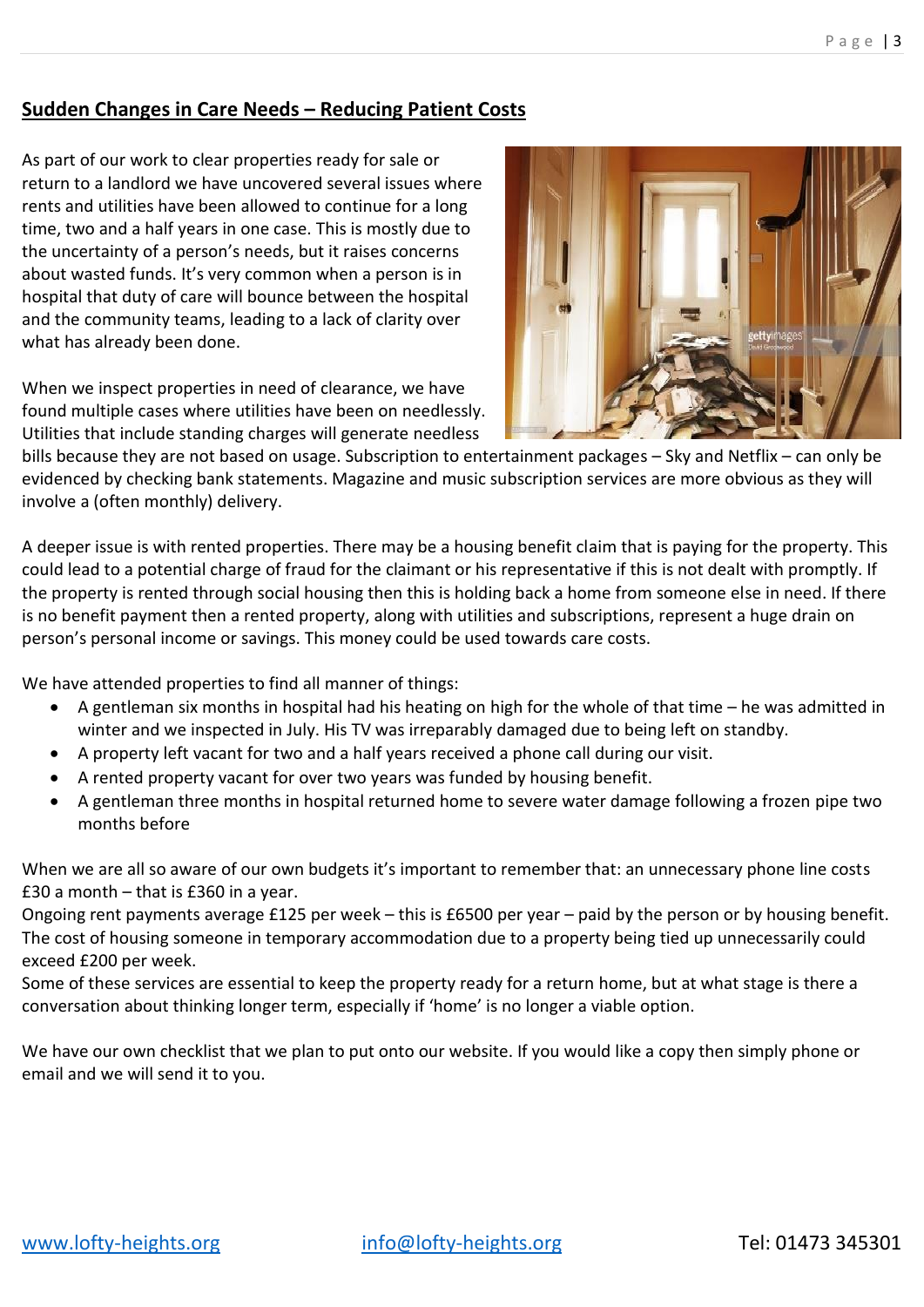## Sudden Changes in Care Needs – Reducing Patient Costs

As part of our work to clear properties ready for sale or return to a landlord we have uncovered several issues where rents and utilities have been allowed to continue for a long time, two and a half years in one case. This is mostly due to the uncertainty of a person's needs, but it raises concerns about wasted funds. It's very common when a person is in hospital that duty of care will bounce between the hospital and the community teams, leading to a lack of clarity over what has already been done.

When we inspect properties in need of clearance, we have found multiple cases where utilities have been on needlessly. Utilities that include standing charges will generate needless bills because they are not based on usage. Subscription to entertainment packages – Sky and Netflix – can only be evidenced by checking bank statements. Magazine and music subscription services are more obvious as they will involve a (often monthly) delivery.

A deeper issue is with rented properties. There may be a housing benefit claim that is paying for the property. This could lead to a potential charge of fraud for the claimant or his representative if this is not dealt with promptly. If the property is rented through social housing then this is holding back a home from someone else in need. If there is no benefit payment then a rented property, along with utilities and subscriptions, represent a huge drain on person's personal income or savings. This money could be used towards care costs.

We have attended properties to find all manner of things:

- A gentleman six months in hospital had his heating on high for the whole of that time – he was admitted in winter and we inspected in July. His TV was irreparably damaged due to being left on standby.
- A property left vacant for two and a half years received a phone call during our visit.
- A rented property vacant for over two years was funded by housing benefit.
- A gentleman three months in hospital returned home to severe water damage following a frozen pipe two months before

When we are all so aware of our own budgets it's important to remember that: an unnecessary phone line costs £30 a month – that is £360 in a year.
Ongoing rent payments average £125 per week – this is £6500 per year – paid by the person or by housing benefit. The cost of housing someone in temporary accommodation due to a property being tied up unnecessarily could exceed £200 per week.
Some of these services are essential to keep the property ready for a return home, but at what stage is there a conversation about thinking longer term, especially if 'home' is no longer a viable option.

We have our own checklist that we plan to put onto our website. If you would like a copy then simply phone or email and we will send it to you.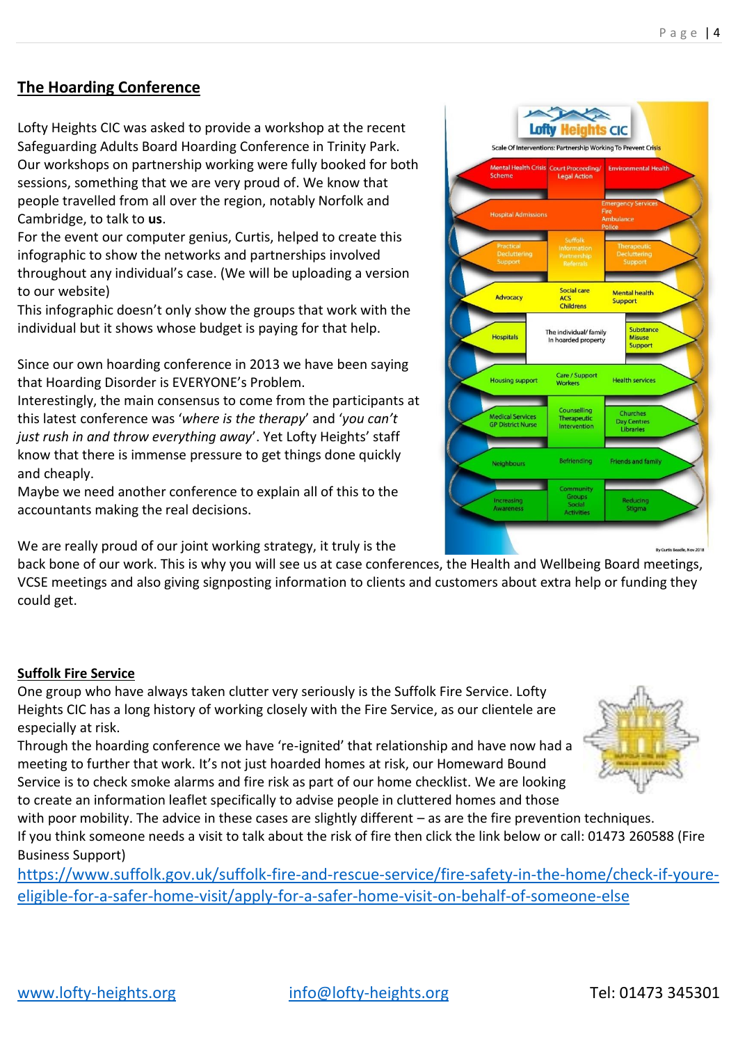## The Hoarding Conference

Lofty Heights CIC was asked to provide a workshop at the recent Safeguarding Adults Board Hoarding Conference in Trinity Park. Our workshops on partnership working were fully booked for both sessions, something that we are very proud of. We know that people travelled from all over the region, notably Norfolk and Cambridge, to talk to **us**.

For the event our computer genius, Curtis, helped to create this infographic to show the networks and partnerships involved throughout any individual's case. (We will be uploading a version to our website)

This infographic doesn't only show the groups that work with the individual but it shows whose budget is paying for that help.

Since our own hoarding conference in 2013 we have been saying that Hoarding Disorder is EVERYONE's Problem.

Interestingly, the main consensus to come from the participants at this latest conference was '*where is the therapy*' and '*you can't just rush in and throw everything away*'. Yet Lofty Heights' staff know that there is immense pressure to get things done quickly and cheaply.

Maybe we need another conference to explain all of this to the accountants making the real decisions.

We are really proud of our joint working strategy, it truly is the back bone of our work. This is why you will see us at case conferences, the Health and Wellbeing Board meetings, VCSE meetings and also giving signposting information to clients and customers about extra help or funding they could get.

## Suffolk Fire Service

One group who have always taken clutter very seriously is the Suffolk Fire Service. Lofty Heights CIC has a long history of working closely with the Fire Service, as our clientele are especially at risk.

Through the hoarding conference we have 're-ignited' that relationship and have now had a meeting to further that work. It's not just hoarded homes at risk, our Homeward Bound Service is to check smoke alarms and fire risk as part of our home checklist. We are looking to create an information leaflet specifically to advise people in cluttered homes and those with poor mobility. The advice in these cases are slightly different – as are the fire prevention techniques.

If you think someone needs a visit to talk about the risk of fire then click the link below or call: 01473 260588 (Fire Business Support)

https://www.suffolk.gov.uk/suffolk-fire-and-rescue-service/fire-safety-in-the-home/check-if-youre-eligible-for-a-safer-home-visit/apply-for-a-safer-home-visit-on-behalf-of-someone-else

www.lofty-heights.org info@lofty-heights.org Tel: 01473 345301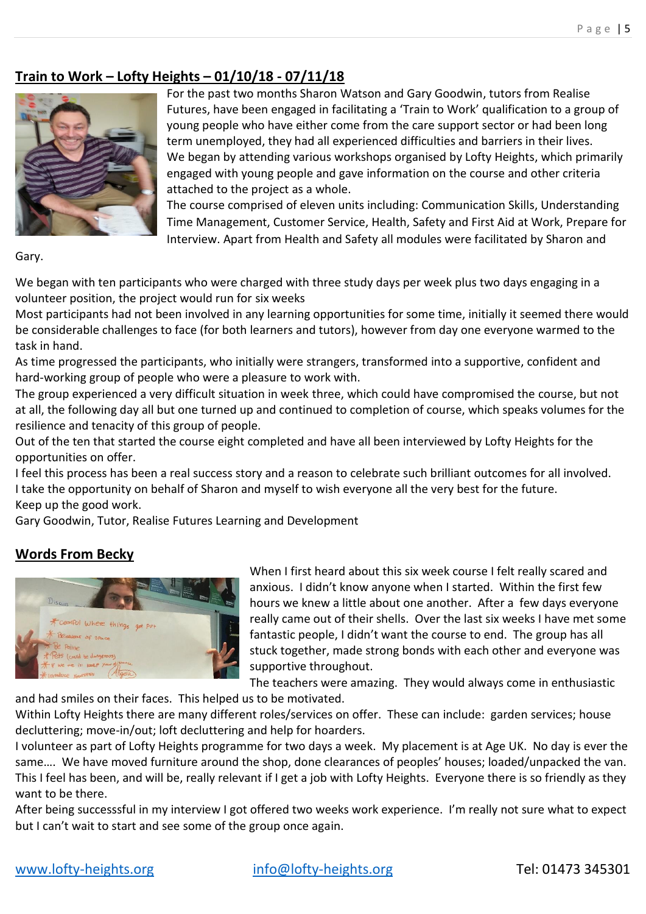## Train to Work – Lofty Heights – 01/10/18 - 07/11/18

For the past two months Sharon Watson and Gary Goodwin, tutors from Realise Futures, have been engaged in facilitating a 'Train to Work' qualification to a group of young people who have either come from the care support sector or had been long term unemployed, they had all experienced difficulties and barriers in their lives.

We began by attending various workshops organised by Lofty Heights, which primarily engaged with young people and gave information on the course and other criteria attached to the project as a whole.

The course comprised of eleven units including: Communication Skills, Understanding Time Management, Customer Service, Health, Safety and First Aid at Work, Prepare for Interview. Apart from Health and Safety all modules were facilitated by Sharon and Gary.

We began with ten participants who were charged with three study days per week plus two days engaging in a volunteer position, the project would run for six weeks

Most participants had not been involved in any learning opportunities for some time, initially it seemed there would be considerable challenges to face (for both learners and tutors), however from day one everyone warmed to the task in hand.

As time progressed the participants, who initially were strangers, transformed into a supportive, confident and hard-working group of people who were a pleasure to work with.

The group experienced a very difficult situation in week three, which could have compromised the course, but not at all, the following day all but one turned up and continued to completion of course, which speaks volumes for the resilience and tenacity of this group of people.

Out of the ten that started the course eight completed and have all been interviewed by Lofty Heights for the opportunities on offer.

I feel this process has been a real success story and a reason to celebrate such brilliant outcomes for all involved.

I take the opportunity on behalf of Sharon and myself to wish everyone all the very best for the future.

Keep up the good work.

Gary Goodwin, Tutor, Realise Futures Learning and Development

## Words From Becky

When I first heard about this six week course I felt really scared and anxious. I didn't know anyone when I started. Within the first few hours we knew a little about one another. After a few days everyone really came out of their shells. Over the last six weeks I have met some fantastic people, I didn't want the course to end. The group has all stuck together, made strong bonds with each other and everyone was supportive throughout.

The teachers were amazing. They would always come in enthusiastic and had smiles on their faces. This helped us to be motivated.

Within Lofty Heights there are many different roles/services on offer. These can include: garden services; house decluttering; move-in/out; loft decluttering and help for hoarders.

I volunteer as part of Lofty Heights programme for two days a week. My placement is at Age UK. No day is ever the same…. We have moved furniture around the shop, done clearances of peoples' houses; loaded/unpacked the van. This I feel has been, and will be, really relevant if I get a job with Lofty Heights. Everyone there is so friendly as they want to be there.

After being successsful in my interview I got offered two weeks work experience. I'm really not sure what to expect but I can't wait to start and see some of the group once again.

www.lofty-heights.org info@lofty-heights.org Tel: 01473 345301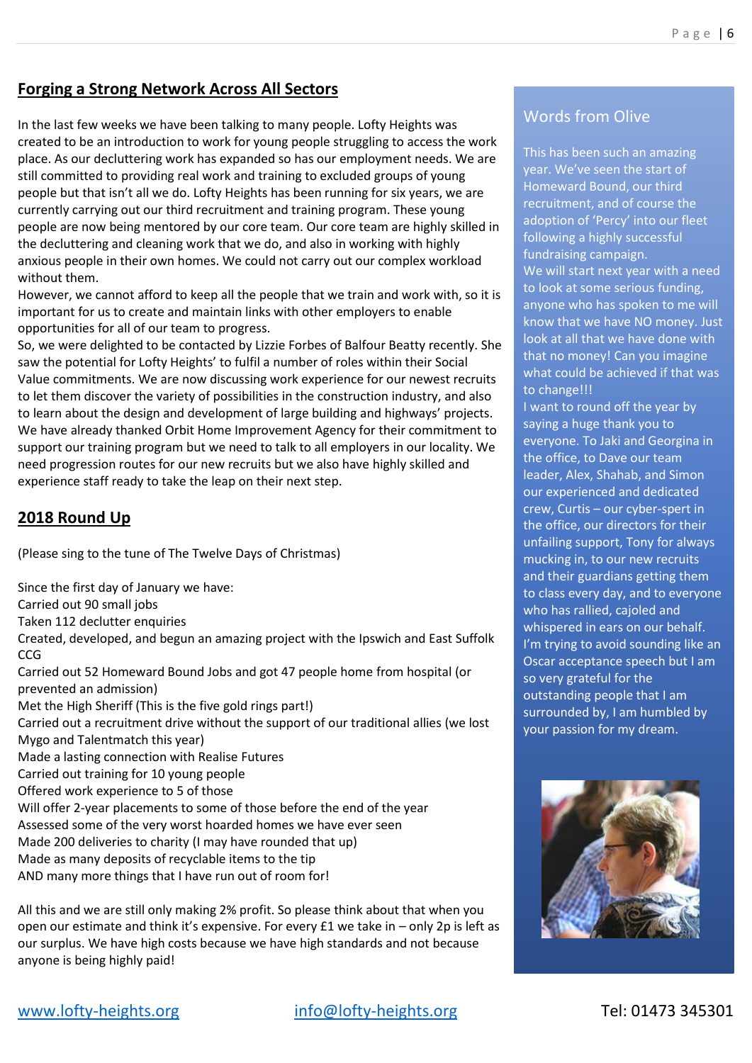## Forging a Strong Network Across All Sectors

In the last few weeks we have been talking to many people. Lofty Heights was created to be an introduction to work for young people struggling to access the work place. As our decluttering work has expanded so has our employment needs. We are still committed to providing real work and training to excluded groups of young people but that isn't all we do. Lofty Heights has been running for six years, we are currently carrying out our third recruitment and training program. These young people are now being mentored by our core team. Our core team are highly skilled in the decluttering and cleaning work that we do, and also in working with highly anxious people in their own homes. We could not carry out our complex workload without them.

However, we cannot afford to keep all the people that we train and work with, so it is important for us to create and maintain links with other employers to enable opportunities for all of our team to progress.

So, we were delighted to be contacted by Lizzie Forbes of Balfour Beatty recently. She saw the potential for Lofty Heights' to fulfil a number of roles within their Social Value commitments. We are now discussing work experience for our newest recruits to let them discover the variety of possibilities in the construction industry, and also to learn about the design and development of large building and highways' projects. We have already thanked Orbit Home Improvement Agency for their commitment to support our training program but we need to talk to all employers in our locality. We need progression routes for our new recruits but we also have highly skilled and experience staff ready to take the leap on their next step.

## 2018 Round Up

(Please sing to the tune of The Twelve Days of Christmas)

Since the first day of January we have:
Carried out 90 small jobs
Taken 112 declutter enquiries
Created, developed, and begun an amazing project with the Ipswich and East Suffolk CCG
Carried out 52 Homeward Bound Jobs and got 47 people home from hospital (or prevented an admission)
Met the High Sheriff (This is the five gold rings part!)
Carried out a recruitment drive without the support of our traditional allies (we lost Mygo and Talentmatch this year)
Made a lasting connection with Realise Futures
Carried out training for 10 young people
Offered work experience to 5 of those
Will offer 2-year placements to some of those before the end of the year
Assessed some of the very worst hoarded homes we have ever seen
Made 200 deliveries to charity (I may have rounded that up)
Made as many deposits of recyclable items to the tip
AND many more things that I have run out of room for!

All this and we are still only making 2% profit. So please think about that when you open our estimate and think it's expensive. For every £1 we take in – only 2p is left as our surplus. We have high costs because we have high standards and not because anyone is being highly paid!

## Words from Olive

This has been such an amazing year. We've seen the start of Homeward Bound, our third recruitment, and of course the adoption of 'Percy' into our fleet following a highly successful fundraising campaign.
We will start next year with a need to look at some serious funding, anyone who has spoken to me will know that we have NO money. Just look at all that we have done with that no money! Can you imagine what could be achieved if that was to change!!!
I want to round off the year by saying a huge thank you to everyone. To Jaki and Georgina in the office, to Dave our team leader, Alex, Shahab, and Simon our experienced and dedicated crew, Curtis – our cyber-spert in the office, our directors for their unfailing support, Tony for always mucking in, to our new recruits and their guardians getting them to class every day, and to everyone who has rallied, cajoled and whispered in ears on our behalf. I'm trying to avoid sounding like an Oscar acceptance speech but I am so very grateful for the outstanding people that I am surrounded by, I am humbled by your passion for my dream.

www.lofty-heights.org info@lofty-heights.org Tel: 01473 345301